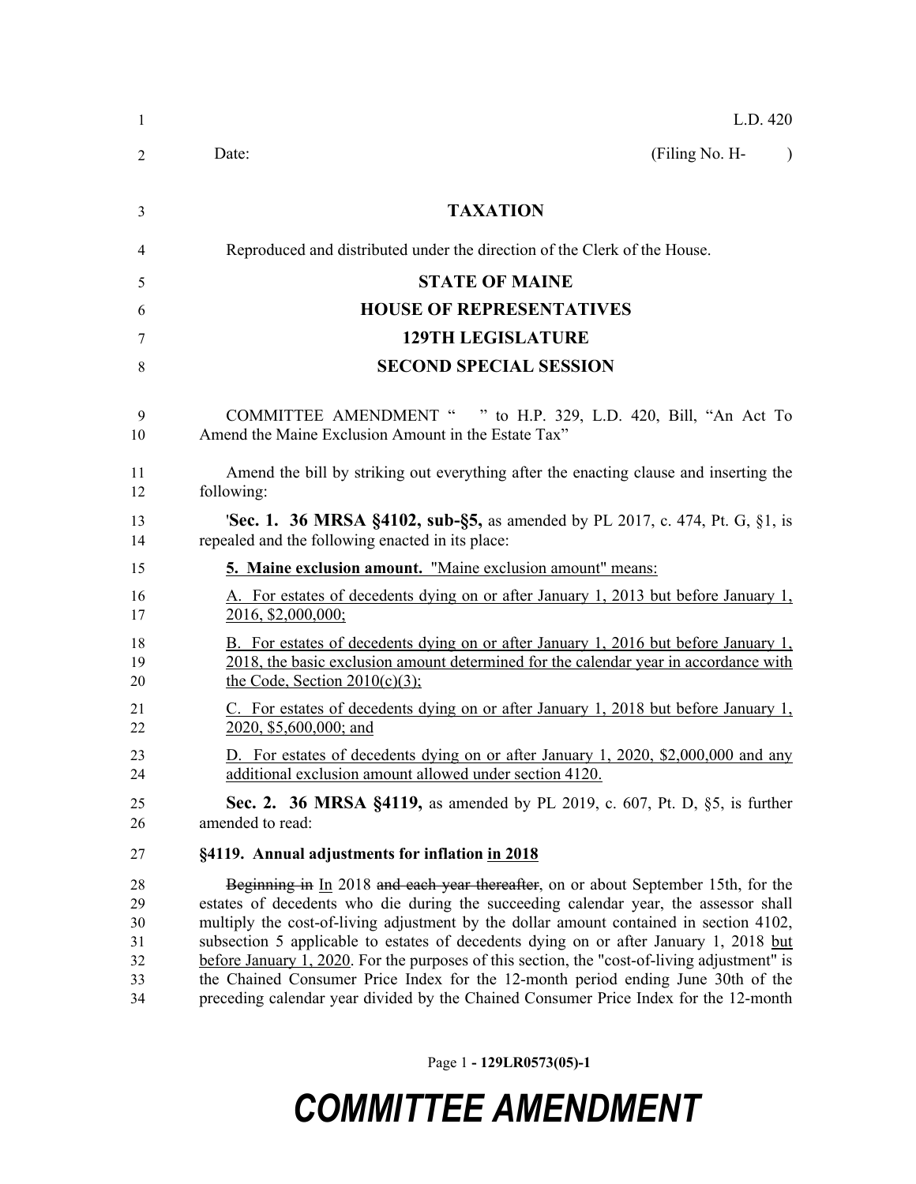L.D. 420

Date: (Filing No. H- )

# TAXATION

Reproduced and distributed under the direction of the Clerk of the House.

# STATE OF MAINE
# HOUSE OF REPRESENTATIVES
# 129TH LEGISLATURE
# SECOND SPECIAL SESSION

COMMITTEE AMENDMENT " " to H.P. 329, L.D. 420, Bill, "An Act To Amend the Maine Exclusion Amount in the Estate Tax"

Amend the bill by striking out everything after the enacting clause and inserting the following:

'**Sec. 1. 36 MRSA §4102, sub-§5,** as amended by PL 2017, c. 474, Pt. G, §1, is repealed and the following enacted in its place:

**5. Maine exclusion amount.** "Maine exclusion amount" means:

A. For estates of decedents dying on or after January 1, 2013 but before January 1, 2016, $2,000,000;

B. For estates of decedents dying on or after January 1, 2016 but before January 1, 2018, the basic exclusion amount determined for the calendar year in accordance with the Code, Section 2010(c)(3);

C. For estates of decedents dying on or after January 1, 2018 but before January 1, 2020, $5,600,000; and

D. For estates of decedents dying on or after January 1, 2020, $2,000,000 and any additional exclusion amount allowed under section 4120.

**Sec. 2. 36 MRSA §4119,** as amended by PL 2019, c. 607, Pt. D, §5, is further amended to read:

**§4119. Annual adjustments for inflation in 2018**

~~Beginning in~~ In 2018 ~~and each year thereafter~~, on or about September 15th, for the estates of decedents who die during the succeeding calendar year, the assessor shall multiply the cost-of-living adjustment by the dollar amount contained in section 4102, subsection 5 applicable to estates of decedents dying on or after January 1, 2018 but before January 1, 2020. For the purposes of this section, the "cost-of-living adjustment" is the Chained Consumer Price Index for the 12-month period ending June 30th of the preceding calendar year divided by the Chained Consumer Price Index for the 12-month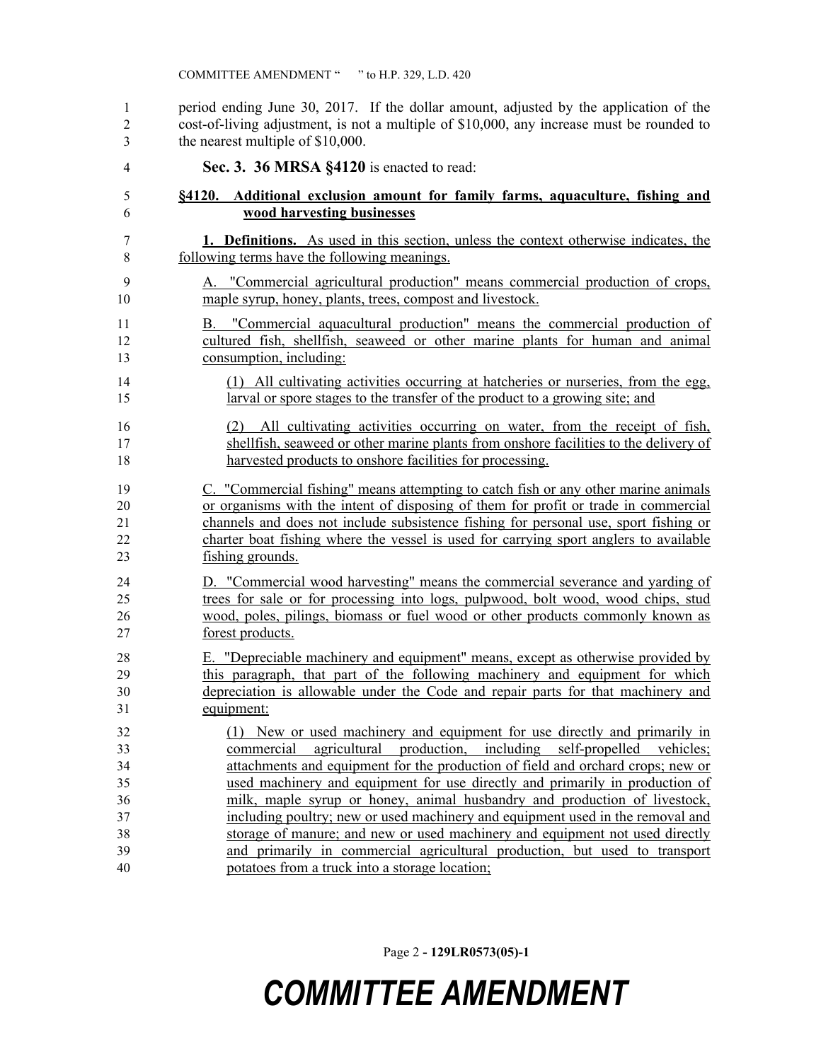period ending June 30, 2017. If the dollar amount, adjusted by the application of the cost-of-living adjustment, is not a multiple of $10,000, any increase must be rounded to the nearest multiple of $10,000.

**Sec. 3. 36 MRSA §4120** is enacted to read:

**§4120. Additional exclusion amount for family farms, aquaculture, fishing and wood harvesting businesses**

**1. Definitions.** As used in this section, unless the context otherwise indicates, the following terms have the following meanings.

A. "Commercial agricultural production" means commercial production of crops, maple syrup, honey, plants, trees, compost and livestock.

B. "Commercial aquacultural production" means the commercial production of cultured fish, shellfish, seaweed or other marine plants for human and animal consumption, including:

(1) All cultivating activities occurring at hatcheries or nurseries, from the egg, larval or spore stages to the transfer of the product to a growing site; and

(2) All cultivating activities occurring on water, from the receipt of fish, shellfish, seaweed or other marine plants from onshore facilities to the delivery of harvested products to onshore facilities for processing.

C. "Commercial fishing" means attempting to catch fish or any other marine animals or organisms with the intent of disposing of them for profit or trade in commercial channels and does not include subsistence fishing for personal use, sport fishing or charter boat fishing where the vessel is used for carrying sport anglers to available fishing grounds.

D. "Commercial wood harvesting" means the commercial severance and yarding of trees for sale or for processing into logs, pulpwood, bolt wood, wood chips, stud wood, poles, pilings, biomass or fuel wood or other products commonly known as forest products.

E. "Depreciable machinery and equipment" means, except as otherwise provided by this paragraph, that part of the following machinery and equipment for which depreciation is allowable under the Code and repair parts for that machinery and equipment:

(1) New or used machinery and equipment for use directly and primarily in commercial agricultural production, including self-propelled vehicles; attachments and equipment for the production of field and orchard crops; new or used machinery and equipment for use directly and primarily in production of milk, maple syrup or honey, animal husbandry and production of livestock, including poultry; new or used machinery and equipment used in the removal and storage of manure; and new or used machinery and equipment not used directly and primarily in commercial agricultural production, but used to transport potatoes from a truck into a storage location;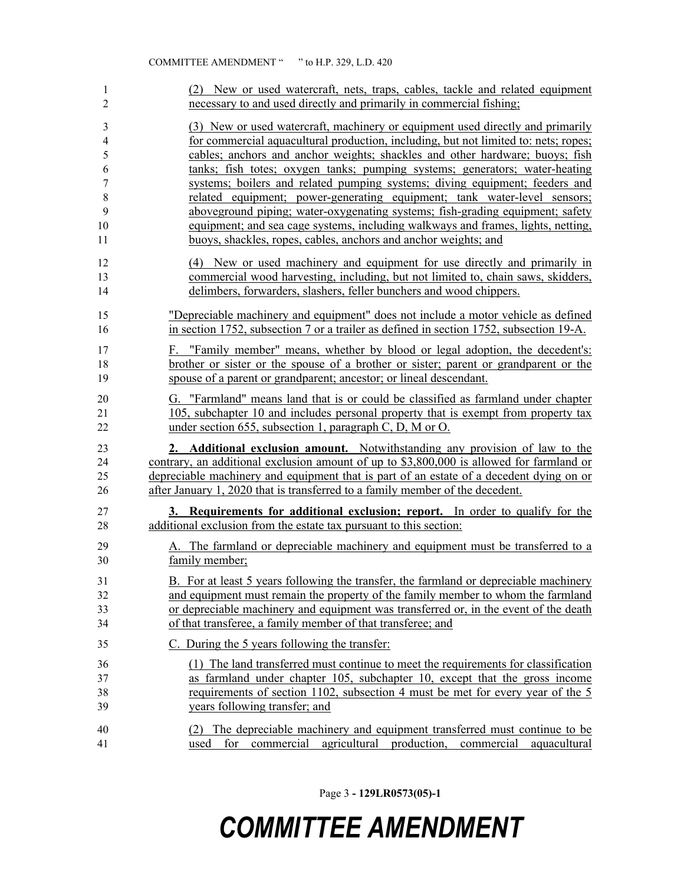(2) New or used watercraft, nets, traps, cables, tackle and related equipment necessary to and used directly and primarily in commercial fishing;

(3) New or used watercraft, machinery or equipment used directly and primarily for commercial aquacultural production, including, but not limited to: nets; ropes; cables; anchors and anchor weights; shackles and other hardware; buoys; fish tanks; fish totes; oxygen tanks; pumping systems; generators; water-heating systems; boilers and related pumping systems; diving equipment; feeders and related equipment; power-generating equipment; tank water-level sensors; aboveground piping; water-oxygenating systems; fish-grading equipment; safety equipment; and sea cage systems, including walkways and frames, lights, netting, buoys, shackles, ropes, cables, anchors and anchor weights; and

(4) New or used machinery and equipment for use directly and primarily in commercial wood harvesting, including, but not limited to, chain saws, skidders, delimbers, forwarders, slashers, feller bunchers and wood chippers.

"Depreciable machinery and equipment" does not include a motor vehicle as defined in section 1752, subsection 7 or a trailer as defined in section 1752, subsection 19-A.

F. "Family member" means, whether by blood or legal adoption, the decedent's: brother or sister or the spouse of a brother or sister; parent or grandparent or the spouse of a parent or grandparent; ancestor; or lineal descendant.

G. "Farmland" means land that is or could be classified as farmland under chapter 105, subchapter 10 and includes personal property that is exempt from property tax under section 655, subsection 1, paragraph C, D, M or O.

**2. Additional exclusion amount.** Notwithstanding any provision of law to the contrary, an additional exclusion amount of up to $3,800,000 is allowed for farmland or depreciable machinery and equipment that is part of an estate of a decedent dying on or after January 1, 2020 that is transferred to a family member of the decedent.

**3. Requirements for additional exclusion; report.** In order to qualify for the additional exclusion from the estate tax pursuant to this section:

A. The farmland or depreciable machinery and equipment must be transferred to a family member;

B. For at least 5 years following the transfer, the farmland or depreciable machinery and equipment must remain the property of the family member to whom the farmland or depreciable machinery and equipment was transferred or, in the event of the death of that transferee, a family member of that transferee; and

C. During the 5 years following the transfer:

(1) The land transferred must continue to meet the requirements for classification as farmland under chapter 105, subchapter 10, except that the gross income requirements of section 1102, subsection 4 must be met for every year of the 5 years following transfer; and

(2) The depreciable machinery and equipment transferred must continue to be used for commercial agricultural production, commercial aquacultural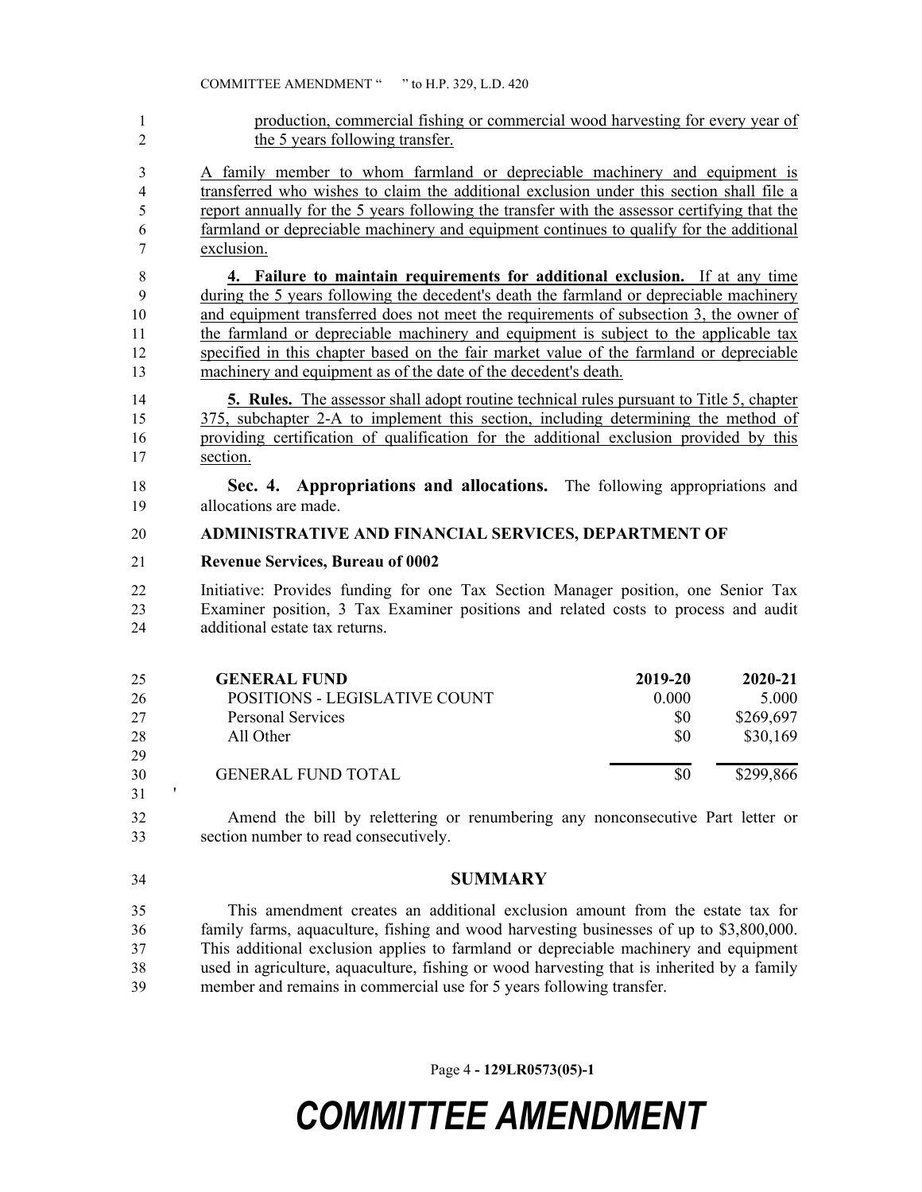production, commercial fishing or commercial wood harvesting for every year of the 5 years following transfer.

A family member to whom farmland or depreciable machinery and equipment is transferred who wishes to claim the additional exclusion under this section shall file a report annually for the 5 years following the transfer with the assessor certifying that the farmland or depreciable machinery and equipment continues to qualify for the additional exclusion.

**4. Failure to maintain requirements for additional exclusion.** If at any time during the 5 years following the decedent's death the farmland or depreciable machinery and equipment transferred does not meet the requirements of subsection 3, the owner of the farmland or depreciable machinery and equipment is subject to the applicable tax specified in this chapter based on the fair market value of the farmland or depreciable machinery and equipment as of the date of the decedent's death.

**5. Rules.** The assessor shall adopt routine technical rules pursuant to Title 5, chapter 375, subchapter 2-A to implement this section, including determining the method of providing certification of qualification for the additional exclusion provided by this section.

**Sec. 4. Appropriations and allocations.** The following appropriations and allocations are made.

**ADMINISTRATIVE AND FINANCIAL SERVICES, DEPARTMENT OF**

**Revenue Services, Bureau of 0002**

Initiative: Provides funding for one Tax Section Manager position, one Senior Tax Examiner position, 3 Tax Examiner positions and related costs to process and audit additional estate tax returns.

| GENERAL FUND | 2019-20 | 2020-21 |
|---|---|---|
| POSITIONS - LEGISLATIVE COUNT | 0.000 | 5.000 |
| Personal Services | $0 | $269,697 |
| All Other | $0 | $30,169 |
| GENERAL FUND TOTAL | $0 | $299,866 |

'

Amend the bill by relettering or renumbering any nonconsecutive Part letter or section number to read consecutively.

## SUMMARY

This amendment creates an additional exclusion amount from the estate tax for family farms, aquaculture, fishing and wood harvesting businesses of up to $3,800,000. This additional exclusion applies to farmland or depreciable machinery and equipment used in agriculture, aquaculture, fishing or wood harvesting that is inherited by a family member and remains in commercial use for 5 years following transfer.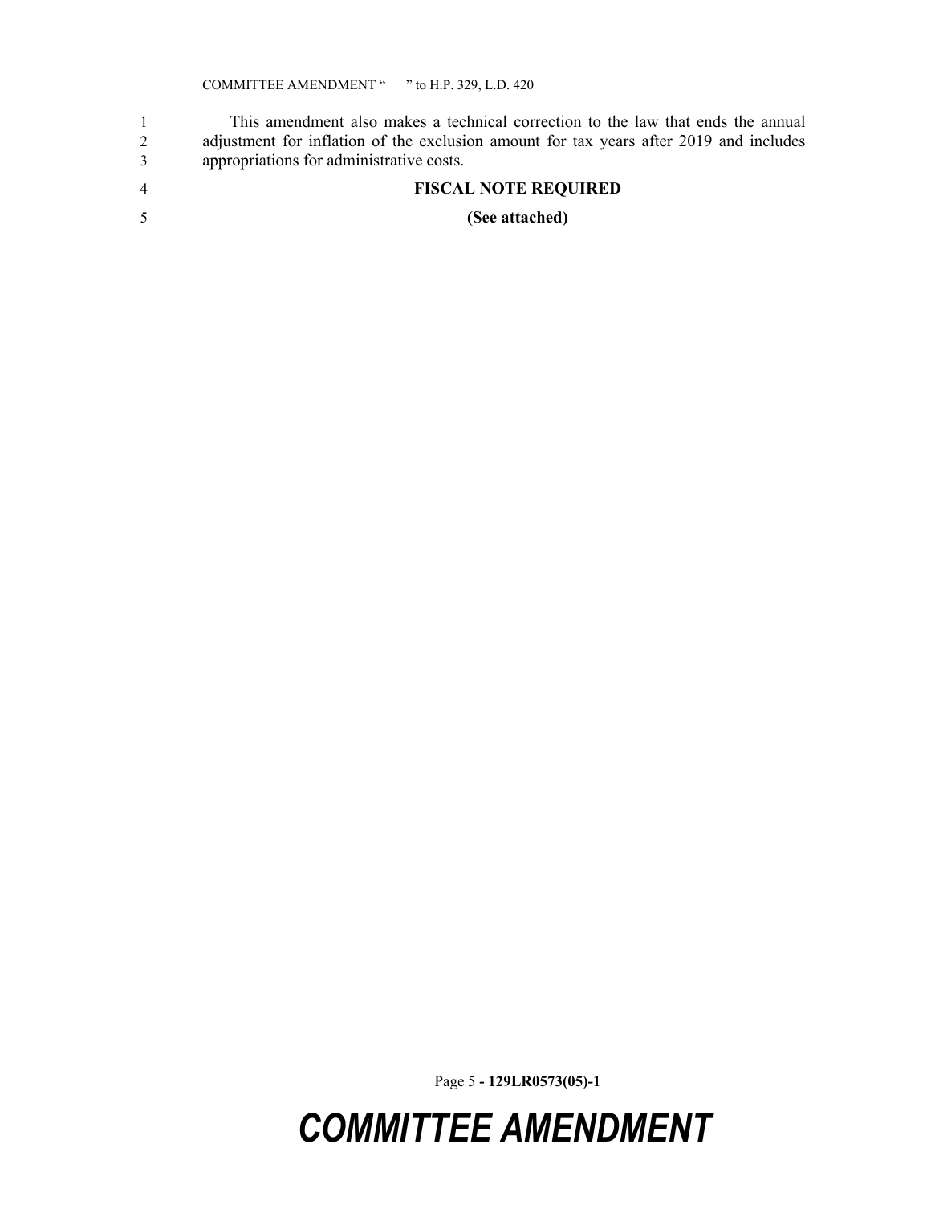This amendment also makes a technical correction to the law that ends the annual adjustment for inflation of the exclusion amount for tax years after 2019 and includes appropriations for administrative costs.

**FISCAL NOTE REQUIRED**

**(See attached)**